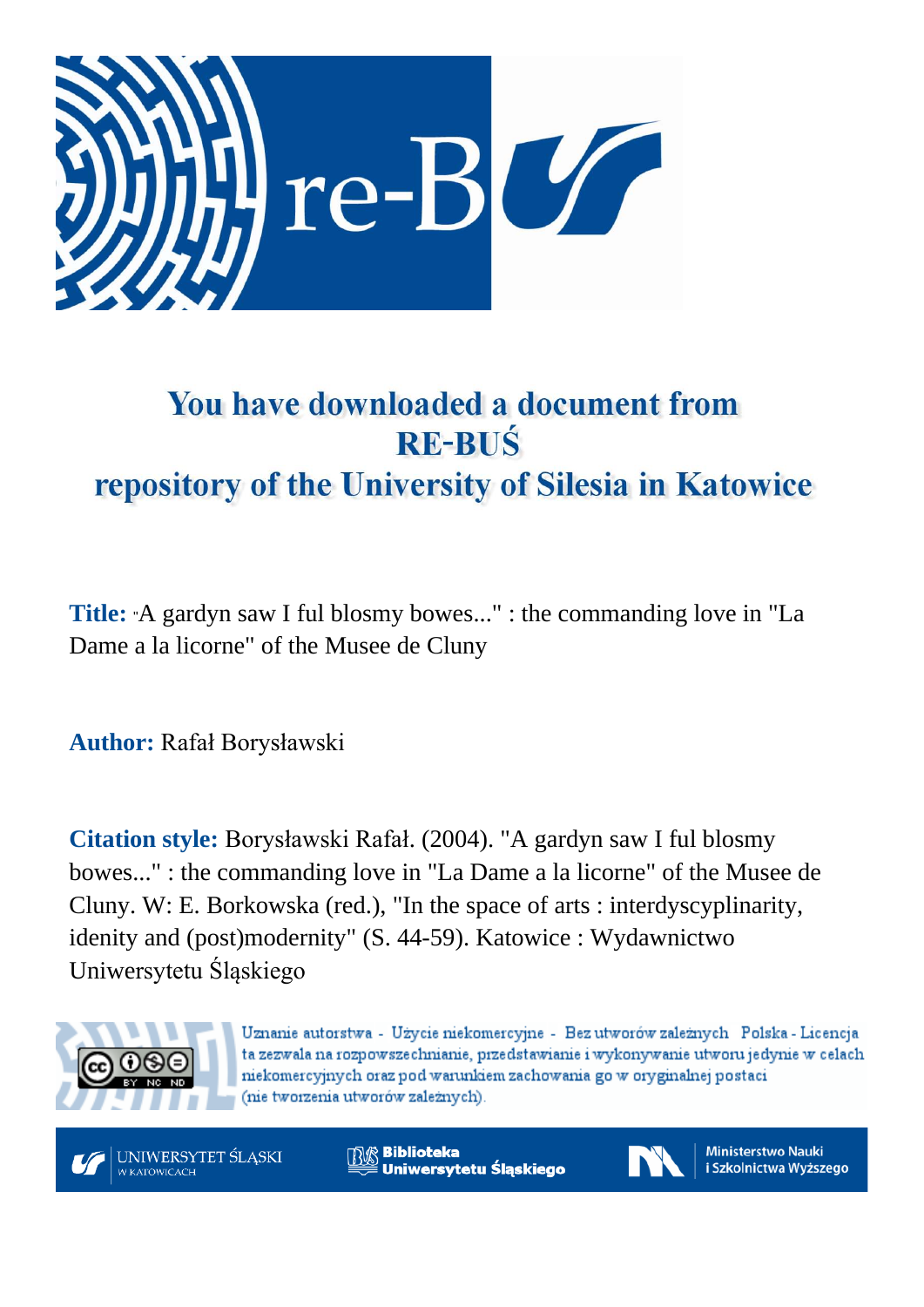# You have downloaded a document from RE-BUŚ repository of the University of Silesia in Katowice

**Title:** "A gardyn saw I ful blosmy bowes..." : the commanding love in "La Dame a la licorne" of the Musee de Cluny

**Author:** Rafał Borysławski

**Citation style:** Borysławski Rafał. (2004). "A gardyn saw I ful blosmy bowes..." : the commanding love in "La Dame a la licorne" of the Musee de Cluny. W: E. Borkowska (red.), "In the space of arts : interdyscyplinarity, idenity and (post)modernity" (S. 44-59). Katowice : Wydawnictwo Uniwersytetu Śląskiego

Uznanie autorstwa - Użycie niekomercyjne - Bez utworów zależnych Polska - Licencja ta zezwala na rozpowszechnianie, przedstawianie i wykonywanie utworu jedynie w celach niekomercyjnych oraz pod warunkiem zachowania go w oryginalnej postaci (nie tworzenia utworów zależnych).

UNIWERSYTET ŚLĄSKI W KATOWICACH

Biblioteka Uniwersytetu Śląskiego

Ministerstwo Nauki i Szkolnictwa Wyższego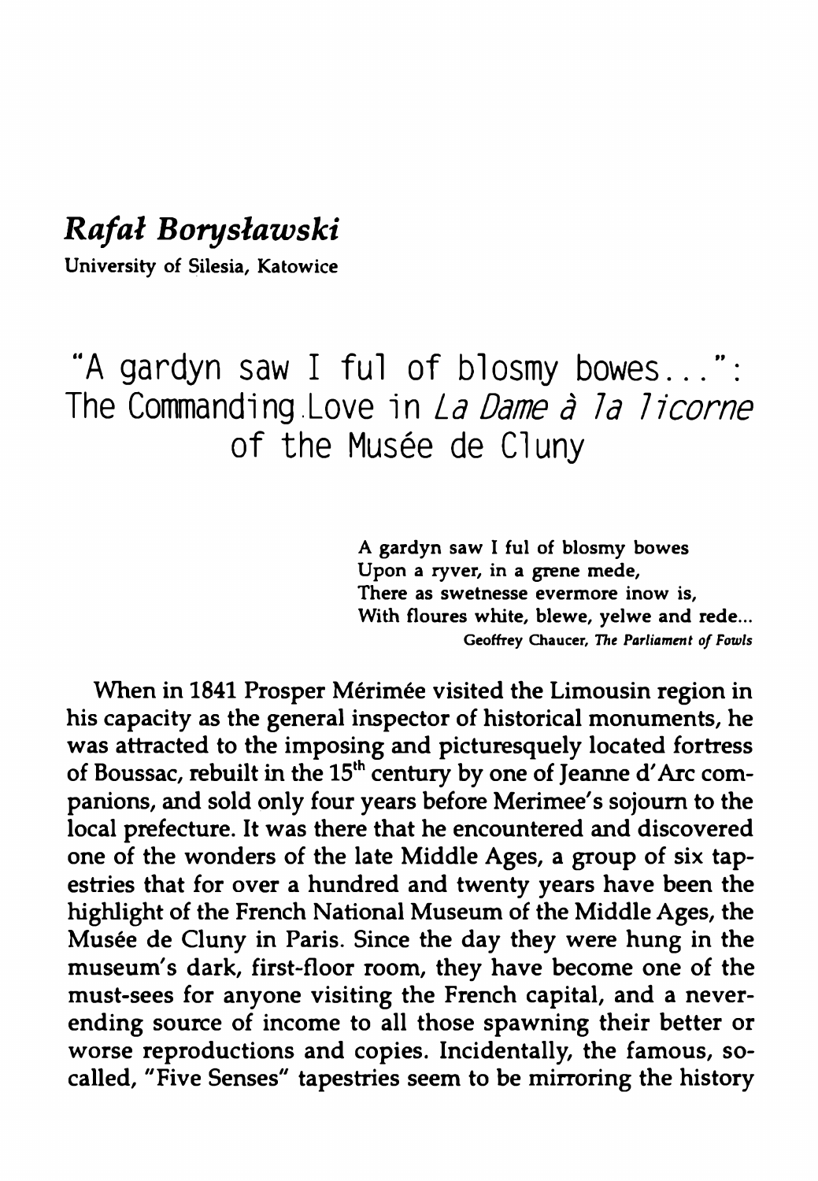# *Rafał Borysławski*

University of Silesia, Katowice

## "A gardyn saw I ful of blosmy bowes...": The Commanding Love in *La Dame à la licorne* of the Musée de Cluny

> A gardyn saw I ful of blosmy bowes
> Upon a ryver, in a grene mede,
> There as swetnesse evermore inow is,
> With floures white, blewe, yelwe and rede...
>
> Geoffrey Chaucer, *The Parliament of Fowls*

When in 1841 Prosper Mérimée visited the Limousin region in his capacity as the general inspector of historical monuments, he was attracted to the imposing and picturesquely located fortress of Boussac, rebuilt in the 15th century by one of Jeanne d'Arc companions, and sold only four years before Merimee's sojourn to the local prefecture. It was there that he encountered and discovered one of the wonders of the late Middle Ages, a group of six tapestries that for over a hundred and twenty years have been the highlight of the French National Museum of the Middle Ages, the Musée de Cluny in Paris. Since the day they were hung in the museum's dark, first-floor room, they have become one of the must-sees for anyone visiting the French capital, and a never-ending source of income to all those spawning their better or worse reproductions and copies. Incidentally, the famous, so-called, "Five Senses" tapestries seem to be mirroring the history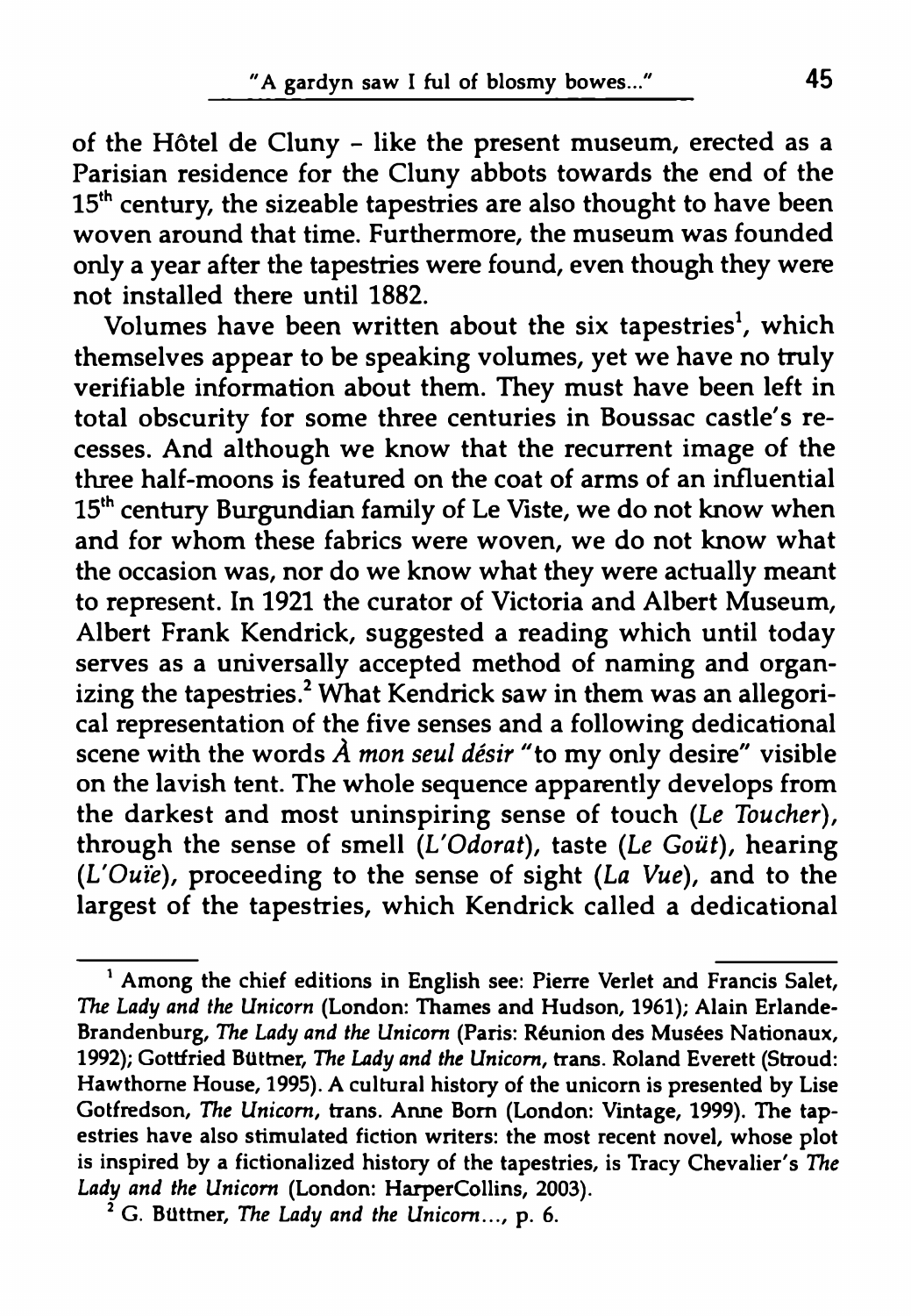of the Hôtel de Cluny - like the present museum, erected as a Parisian residence for the Cluny abbots towards the end of the 15th century, the sizeable tapestries are also thought to have been woven around that time. Furthermore, the museum was founded only a year after the tapestries were found, even though they were not installed there until 1882.

Volumes have been written about the six tapestries[1], which themselves appear to be speaking volumes, yet we have no truly verifiable information about them. They must have been left in total obscurity for some three centuries in Boussac castle's recesses. And although we know that the recurrent image of the three half-moons is featured on the coat of arms of an influential 15th century Burgundian family of Le Viste, we do not know when and for whom these fabrics were woven, we do not know what the occasion was, nor do we know what they were actually meant to represent. In 1921 the curator of Victoria and Albert Museum, Albert Frank Kendrick, suggested a reading which until today serves as a universally accepted method of naming and organizing the tapestries.[2] What Kendrick saw in them was an allegorical representation of the five senses and a following dedicational scene with the words *À mon seul désir* "to my only desire" visible on the lavish tent. The whole sequence apparently develops from the darkest and most uninspiring sense of touch (*Le Toucher*), through the sense of smell (*L'Odorat*), taste (*Le Goût*), hearing (*L'Ouïe*), proceeding to the sense of sight (*La Vue*), and to the largest of the tapestries, which Kendrick called a dedicational

---

[1] Among the chief editions in English see: Pierre Verlet and Francis Salet, *The Lady and the Unicorn* (London: Thames and Hudson, 1961); Alain Erlande-Brandenburg, *The Lady and the Unicorn* (Paris: Réunion des Musées Nationaux, 1992); Gottfried Büttner, *The Lady and the Unicorn*, trans. Roland Everett (Stroud: Hawthorne House, 1995). A cultural history of the unicorn is presented by Lise Gotfredson, *The Unicorn*, trans. Anne Born (London: Vintage, 1999). The tapestries have also stimulated fiction writers: the most recent novel, whose plot is inspired by a fictionalized history of the tapestries, is Tracy Chevalier's *The Lady and the Unicorn* (London: HarperCollins, 2003).

[2] G. Büttner, *The Lady and the Unicorn...*, p. 6.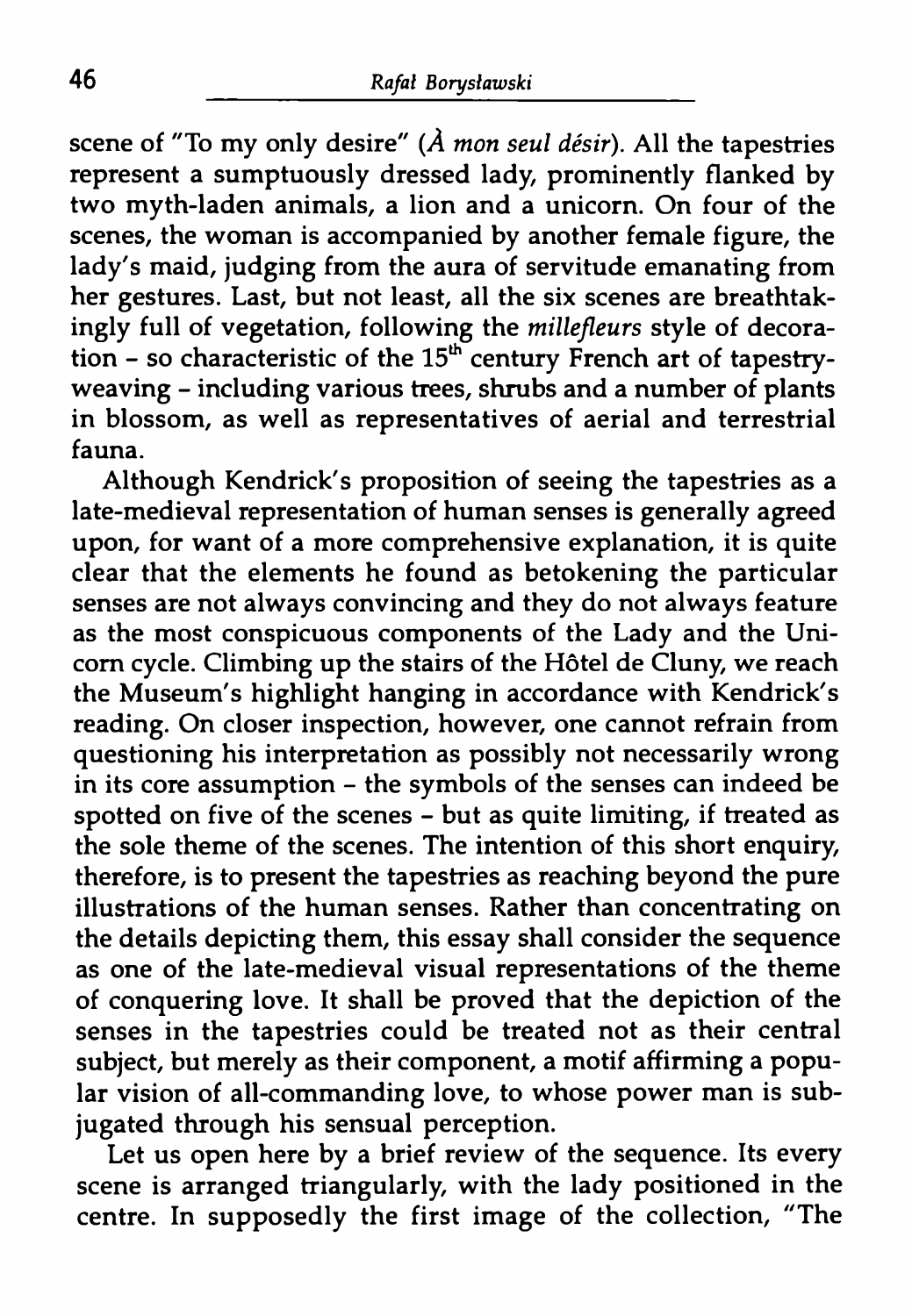scene of "To my only desire" (*À mon seul désir*). All the tapestries represent a sumptuously dressed lady, prominently flanked by two myth-laden animals, a lion and a unicorn. On four of the scenes, the woman is accompanied by another female figure, the lady's maid, judging from the aura of servitude emanating from her gestures. Last, but not least, all the six scenes are breathtakingly full of vegetation, following the *millefleurs* style of decoration - so characteristic of the 15$^{th}$ century French art of tapestry-weaving - including various trees, shrubs and a number of plants in blossom, as well as representatives of aerial and terrestrial fauna.

Although Kendrick's proposition of seeing the tapestries as a late-medieval representation of human senses is generally agreed upon, for want of a more comprehensive explanation, it is quite clear that the elements he found as betokening the particular senses are not always convincing and they do not always feature as the most conspicuous components of the Lady and the Unicorn cycle. Climbing up the stairs of the Hôtel de Cluny, we reach the Museum's highlight hanging in accordance with Kendrick's reading. On closer inspection, however, one cannot refrain from questioning his interpretation as possibly not necessarily wrong in its core assumption - the symbols of the senses can indeed be spotted on five of the scenes - but as quite limiting, if treated as the sole theme of the scenes. The intention of this short enquiry, therefore, is to present the tapestries as reaching beyond the pure illustrations of the human senses. Rather than concentrating on the details depicting them, this essay shall consider the sequence as one of the late-medieval visual representations of the theme of conquering love. It shall be proved that the depiction of the senses in the tapestries could be treated not as their central subject, but merely as their component, a motif affirming a popular vision of all-commanding love, to whose power man is subjugated through his sensual perception.

Let us open here by a brief review of the sequence. Its every scene is arranged triangularly, with the lady positioned in the centre. In supposedly the first image of the collection, "The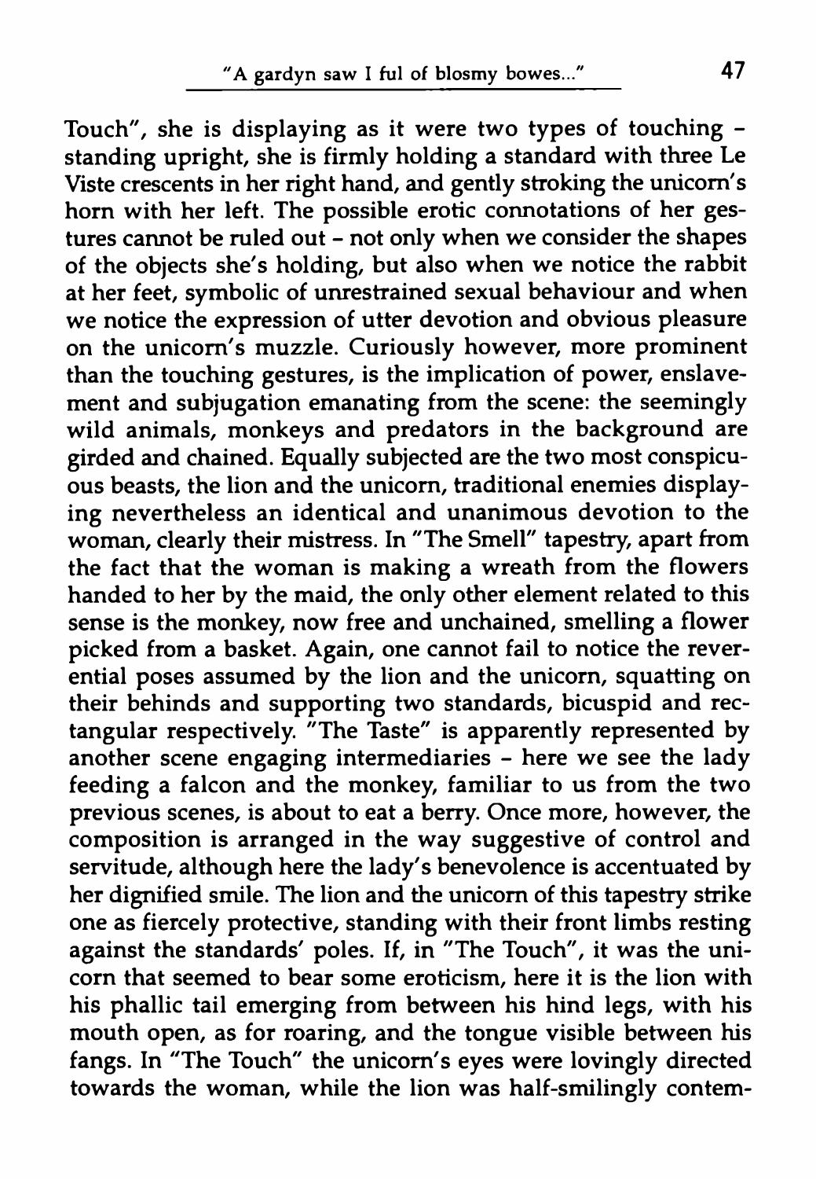Touch", she is displaying as it were two types of touching – standing upright, she is firmly holding a standard with three Le Viste crescents in her right hand, and gently stroking the unicorn's horn with her left. The possible erotic connotations of her gestures cannot be ruled out – not only when we consider the shapes of the objects she's holding, but also when we notice the rabbit at her feet, symbolic of unrestrained sexual behaviour and when we notice the expression of utter devotion and obvious pleasure on the unicorn's muzzle. Curiously however, more prominent than the touching gestures, is the implication of power, enslavement and subjugation emanating from the scene: the seemingly wild animals, monkeys and predators in the background are girded and chained. Equally subjected are the two most conspicuous beasts, the lion and the unicorn, traditional enemies displaying nevertheless an identical and unanimous devotion to the woman, clearly their mistress. In "The Smell" tapestry, apart from the fact that the woman is making a wreath from the flowers handed to her by the maid, the only other element related to this sense is the monkey, now free and unchained, smelling a flower picked from a basket. Again, one cannot fail to notice the reverential poses assumed by the lion and the unicorn, squatting on their behinds and supporting two standards, bicuspid and rectangular respectively. "The Taste" is apparently represented by another scene engaging intermediaries – here we see the lady feeding a falcon and the monkey, familiar to us from the two previous scenes, is about to eat a berry. Once more, however, the composition is arranged in the way suggestive of control and servitude, although here the lady's benevolence is accentuated by her dignified smile. The lion and the unicorn of this tapestry strike one as fiercely protective, standing with their front limbs resting against the standards' poles. If, in "The Touch", it was the unicorn that seemed to bear some eroticism, here it is the lion with his phallic tail emerging from between his hind legs, with his mouth open, as for roaring, and the tongue visible between his fangs. In "The Touch" the unicorn's eyes were lovingly directed towards the woman, while the lion was half-smilingly contem-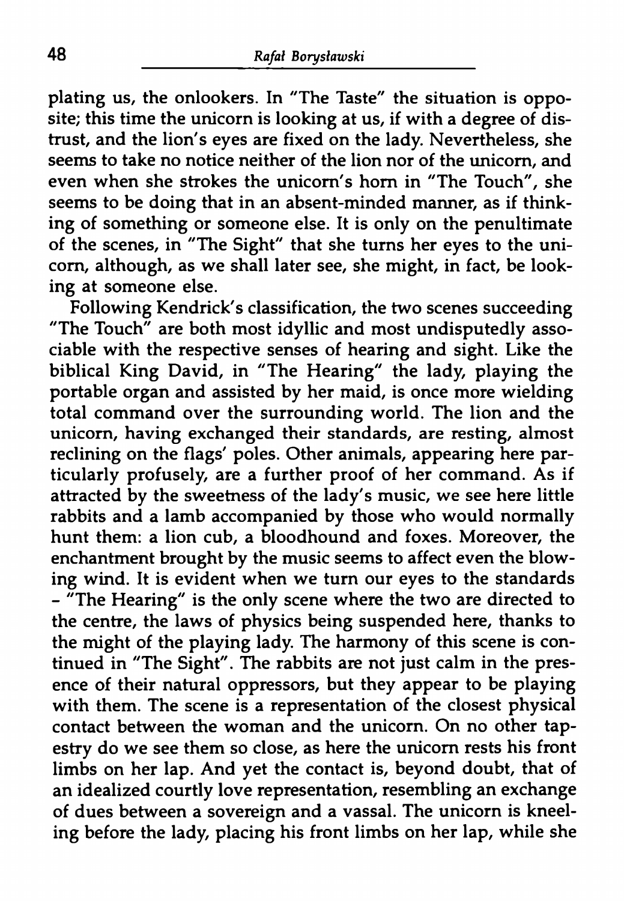plating us, the onlookers. In "The Taste" the situation is opposite; this time the unicorn is looking at us, if with a degree of distrust, and the lion's eyes are fixed on the lady. Nevertheless, she seems to take no notice neither of the lion nor of the unicorn, and even when she strokes the unicorn's horn in "The Touch", she seems to be doing that in an absent-minded manner, as if thinking of something or someone else. It is only on the penultimate of the scenes, in "The Sight" that she turns her eyes to the unicorn, although, as we shall later see, she might, in fact, be looking at someone else.

Following Kendrick's classification, the two scenes succeeding "The Touch" are both most idyllic and most undisputedly associable with the respective senses of hearing and sight. Like the biblical King David, in "The Hearing" the lady, playing the portable organ and assisted by her maid, is once more wielding total command over the surrounding world. The lion and the unicorn, having exchanged their standards, are resting, almost reclining on the flags' poles. Other animals, appearing here particularly profusely, are a further proof of her command. As if attracted by the sweetness of the lady's music, we see here little rabbits and a lamb accompanied by those who would normally hunt them: a lion cub, a bloodhound and foxes. Moreover, the enchantment brought by the music seems to affect even the blowing wind. It is evident when we turn our eyes to the standards - "The Hearing" is the only scene where the two are directed to the centre, the laws of physics being suspended here, thanks to the might of the playing lady. The harmony of this scene is continued in "The Sight". The rabbits are not just calm in the presence of their natural oppressors, but they appear to be playing with them. The scene is a representation of the closest physical contact between the woman and the unicorn. On no other tapestry do we see them so close, as here the unicorn rests his front limbs on her lap. And yet the contact is, beyond doubt, that of an idealized courtly love representation, resembling an exchange of dues between a sovereign and a vassal. The unicorn is kneeling before the lady, placing his front limbs on her lap, while she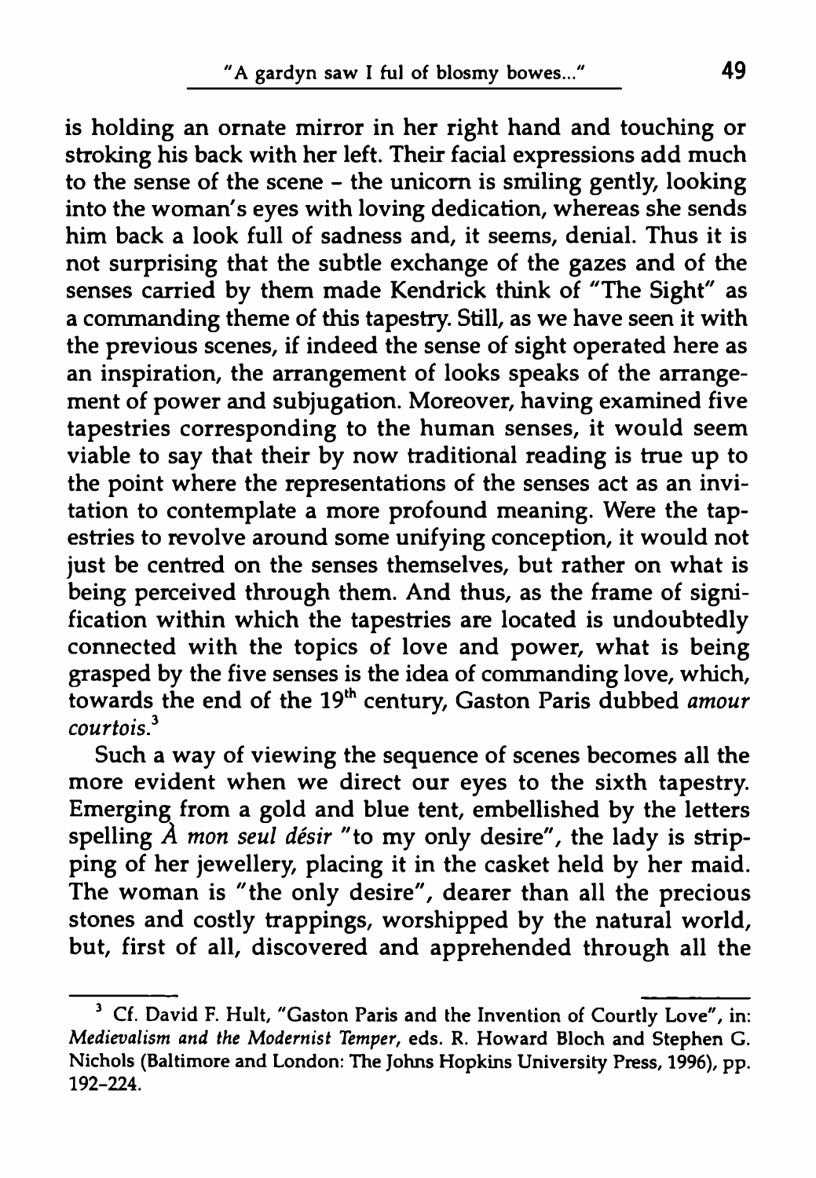is holding an ornate mirror in her right hand and touching or stroking his back with her left. Their facial expressions add much to the sense of the scene – the unicorn is smiling gently, looking into the woman's eyes with loving dedication, whereas she sends him back a look full of sadness and, it seems, denial. Thus it is not surprising that the subtle exchange of the gazes and of the senses carried by them made Kendrick think of "The Sight" as a commanding theme of this tapestry. Still, as we have seen it with the previous scenes, if indeed the sense of sight operated here as an inspiration, the arrangement of looks speaks of the arrangement of power and subjugation. Moreover, having examined five tapestries corresponding to the human senses, it would seem viable to say that their by now traditional reading is true up to the point where the representations of the senses act as an invitation to contemplate a more profound meaning. Were the tapestries to revolve around some unifying conception, it would not just be centred on the senses themselves, but rather on what is being perceived through them. And thus, as the frame of signification within which the tapestries are located is undoubtedly connected with the topics of love and power, what is being grasped by the five senses is the idea of commanding love, which, towards the end of the 19th century, Gaston Paris dubbed *amour courtois*.[3]

Such a way of viewing the sequence of scenes becomes all the more evident when we direct our eyes to the sixth tapestry. Emerging from a gold and blue tent, embellished by the letters spelling *À mon seul désir* "to my only desire", the lady is stripping of her jewellery, placing it in the casket held by her maid. The woman is "the only desire", dearer than all the precious stones and costly trappings, worshipped by the natural world, but, first of all, discovered and apprehended through all the

---

[3] Cf. David F. Hult, "Gaston Paris and the Invention of Courtly Love", in: *Medievalism and the Modernist Temper*, eds. R. Howard Bloch and Stephen G. Nichols (Baltimore and London: The Johns Hopkins University Press, 1996), pp. 192–224.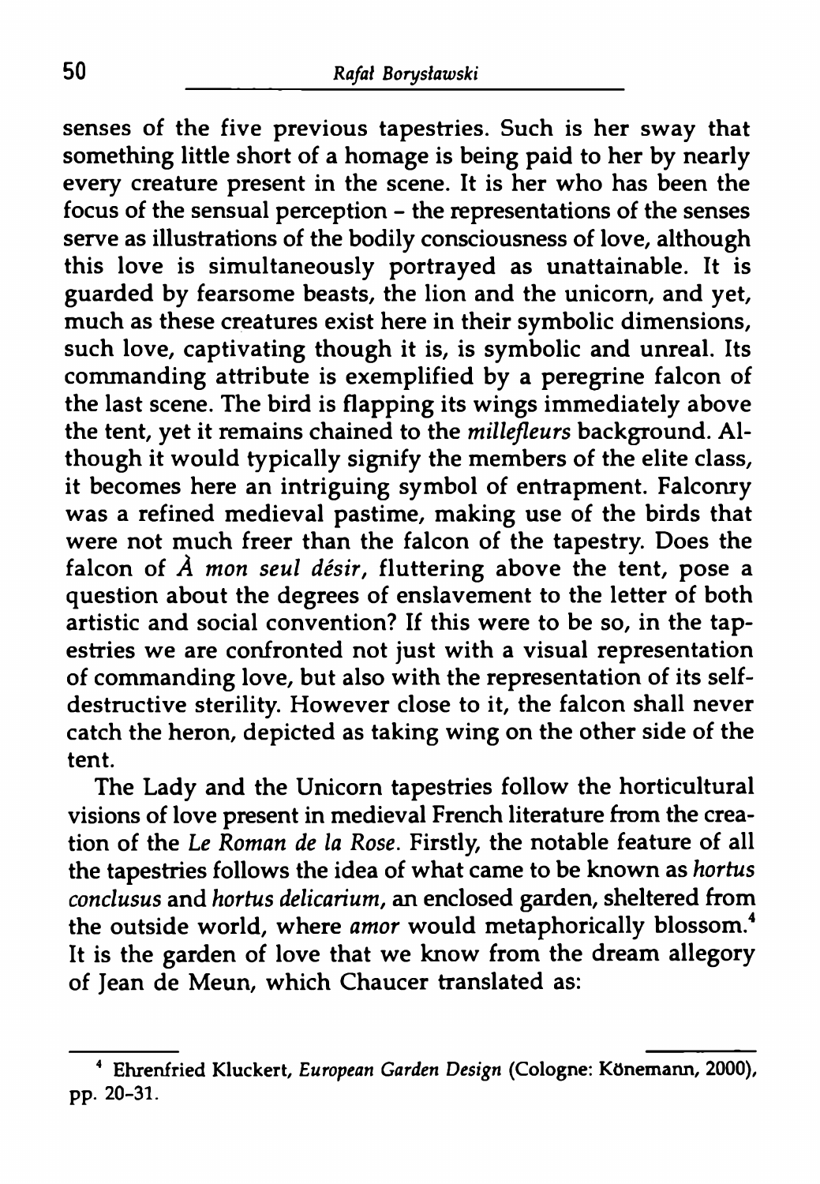senses of the five previous tapestries. Such is her sway that something little short of a homage is being paid to her by nearly every creature present in the scene. It is her who has been the focus of the sensual perception – the representations of the senses serve as illustrations of the bodily consciousness of love, although this love is simultaneously portrayed as unattainable. It is guarded by fearsome beasts, the lion and the unicorn, and yet, much as these creatures exist here in their symbolic dimensions, such love, captivating though it is, is symbolic and unreal. Its commanding attribute is exemplified by a peregrine falcon of the last scene. The bird is flapping its wings immediately above the tent, yet it remains chained to the *millefleurs* background. Although it would typically signify the members of the elite class, it becomes here an intriguing symbol of entrapment. Falconry was a refined medieval pastime, making use of the birds that were not much freer than the falcon of the tapestry. Does the falcon of *À mon seul désir*, fluttering above the tent, pose a question about the degrees of enslavement to the letter of both artistic and social convention? If this were to be so, in the tapestries we are confronted not just with a visual representation of commanding love, but also with the representation of its self-destructive sterility. However close to it, the falcon shall never catch the heron, depicted as taking wing on the other side of the tent.

The Lady and the Unicorn tapestries follow the horticultural visions of love present in medieval French literature from the creation of the *Le Roman de la Rose*. Firstly, the notable feature of all the tapestries follows the idea of what came to be known as *hortus conclusus* and *hortus delicarium*, an enclosed garden, sheltered from the outside world, where *amor* would metaphorically blossom.[4] It is the garden of love that we know from the dream allegory of Jean de Meun, which Chaucer translated as:

[4] Ehrenfried Kluckert, *European Garden Design* (Cologne: Könemann, 2000), pp. 20-31.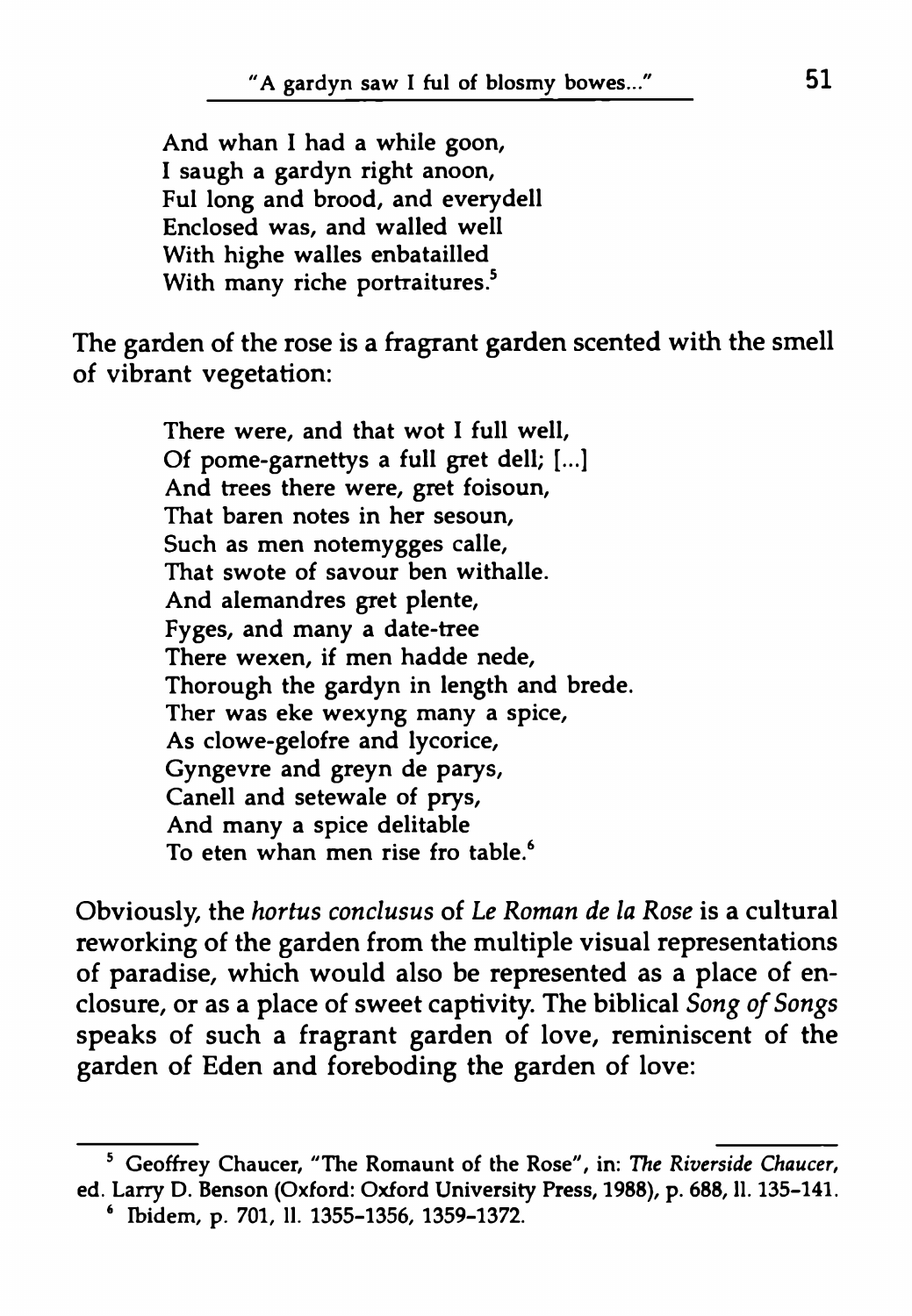And whan I had a while goon,  
I saugh a gardyn right anoon,  
Ful long and brood, and everydell  
Enclosed was, and walled well  
With highe walles enbatailled  
With many riche portraitures.[5]

The garden of the rose is a fragrant garden scented with the smell of vibrant vegetation:

There were, and that wot I full well,  
Of pome-garnettys a full gret dell; [...]  
And trees there were, gret foisoun,  
That baren notes in her sesoun,  
Such as men notemygges calle,  
That swote of savour ben withalle.  
And alemandres gret plente,  
Fyges, and many a date-tree  
There wexen, if men hadde nede,  
Thorough the gardyn in length and brede.  
Ther was eke wexyng many a spice,  
As clowe-gelofre and lycorice,  
Gyngevre and greyn de parys,  
Canell and setewale of prys,  
And many a spice delitable  
To eten whan men rise fro table.[6]

Obviously, the *hortus conclusus* of *Le Roman de la Rose* is a cultural reworking of the garden from the multiple visual representations of paradise, which would also be represented as a place of enclosure, or as a place of sweet captivity. The biblical *Song of Songs* speaks of such a fragrant garden of love, reminiscent of the garden of Eden and foreboding the garden of love:

---

[5] Geoffrey Chaucer, "The Romaunt of the Rose", in: *The Riverside Chaucer*, ed. Larry D. Benson (Oxford: Oxford University Press, 1988), p. 688, ll. 135–141.

[6] Ibidem, p. 701, ll. 1355–1356, 1359–1372.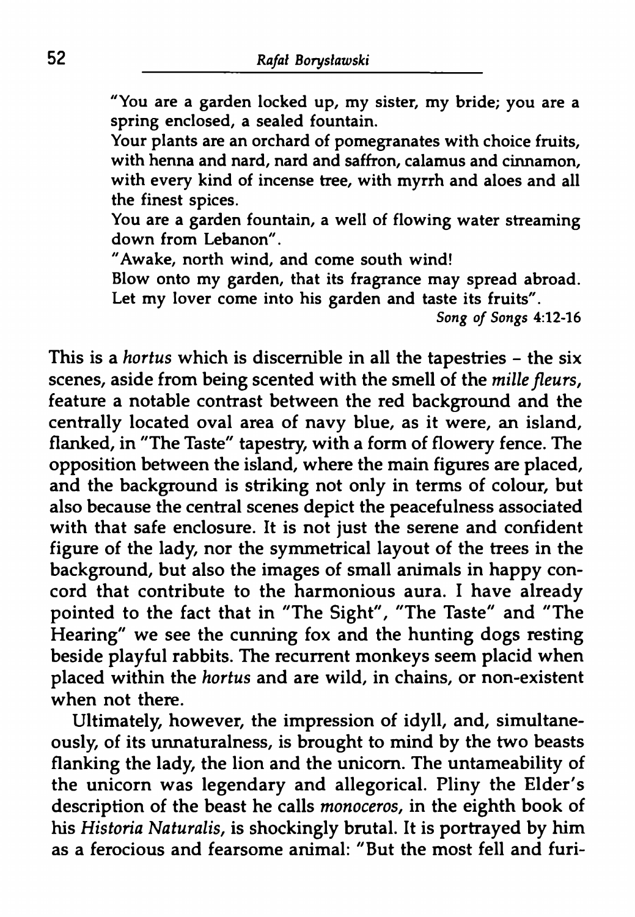> "You are a garden locked up, my sister, my bride; you are a spring enclosed, a sealed fountain.
> Your plants are an orchard of pomegranates with choice fruits, with henna and nard, nard and saffron, calamus and cinnamon, with every kind of incense tree, with myrrh and aloes and all the finest spices.
> You are a garden fountain, a well of flowing water streaming down from Lebanon".
> "Awake, north wind, and come south wind!
> Blow onto my garden, that its fragrance may spread abroad.
> Let my lover come into his garden and taste its fruits".
>
> *Song of Songs* 4:12-16

This is a *hortus* which is discernible in all the tapestries – the six scenes, aside from being scented with the smell of the *mille fleurs*, feature a notable contrast between the red background and the centrally located oval area of navy blue, as it were, an island, flanked, in "The Taste" tapestry, with a form of flowery fence. The opposition between the island, where the main figures are placed, and the background is striking not only in terms of colour, but also because the central scenes depict the peacefulness associated with that safe enclosure. It is not just the serene and confident figure of the lady, nor the symmetrical layout of the trees in the background, but also the images of small animals in happy concord that contribute to the harmonious aura. I have already pointed to the fact that in "The Sight", "The Taste" and "The Hearing" we see the cunning fox and the hunting dogs resting beside playful rabbits. The recurrent monkeys seem placid when placed within the *hortus* and are wild, in chains, or non-existent when not there.

Ultimately, however, the impression of idyll, and, simultaneously, of its unnaturalness, is brought to mind by the two beasts flanking the lady, the lion and the unicorn. The untameability of the unicorn was legendary and allegorical. Pliny the Elder's description of the beast he calls *monoceros*, in the eighth book of his *Historia Naturalis*, is shockingly brutal. It is portrayed by him as a ferocious and fearsome animal: "But the most fell and furi-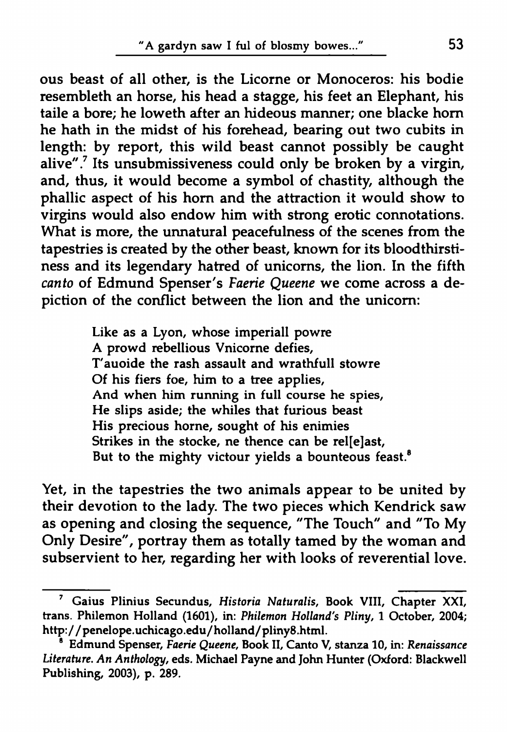ous beast of all other, is the Licorne or Monoceros: his bodie resembleth an horse, his head a stagge, his feet an Elephant, his taile a bore; he loweth after an hideous manner; one blacke horn he hath in the midst of his forehead, bearing out two cubits in length: by report, this wild beast cannot possibly be caught alive".[7] Its unsubmissiveness could only be broken by a virgin, and, thus, it would become a symbol of chastity, although the phallic aspect of his horn and the attraction it would show to virgins would also endow him with strong erotic connotations. What is more, the unnatural peacefulness of the scenes from the tapestries is created by the other beast, known for its bloodthirstiness and its legendary hatred of unicorns, the lion. In the fifth *canto* of Edmund Spenser's *Faerie Queene* we come across a depiction of the conflict between the lion and the unicorn:

> Like as a Lyon, whose imperiall powre
> A prowd rebellious Vnicorne defies,
> T'auoide the rash assault and wrathfull stowre
> Of his fiers foe, him to a tree applies,
> And when him running in full course he spies,
> He slips aside; the whiles that furious beast
> His precious horne, sought of his enimies
> Strikes in the stocke, ne thence can be rel[e]ast,
> But to the mighty victour yields a bounteous feast.[8]

Yet, in the tapestries the two animals appear to be united by their devotion to the lady. The two pieces which Kendrick saw as opening and closing the sequence, "The Touch" and "To My Only Desire", portray them as totally tamed by the woman and subservient to her, regarding her with looks of reverential love.

---

[7] Gaius Plinius Secundus, *Historia Naturalis*, Book VIII, Chapter XXI, trans. Philemon Holland (1601), in: *Philemon Holland's Pliny*, 1 October, 2004; http://penelope.uchicago.edu/holland/pliny8.html.

[8] Edmund Spenser, *Faerie Queene*, Book II, Canto V, stanza 10, in: *Renaissance Literature. An Anthology*, eds. Michael Payne and John Hunter (Oxford: Blackwell Publishing, 2003), p. 289.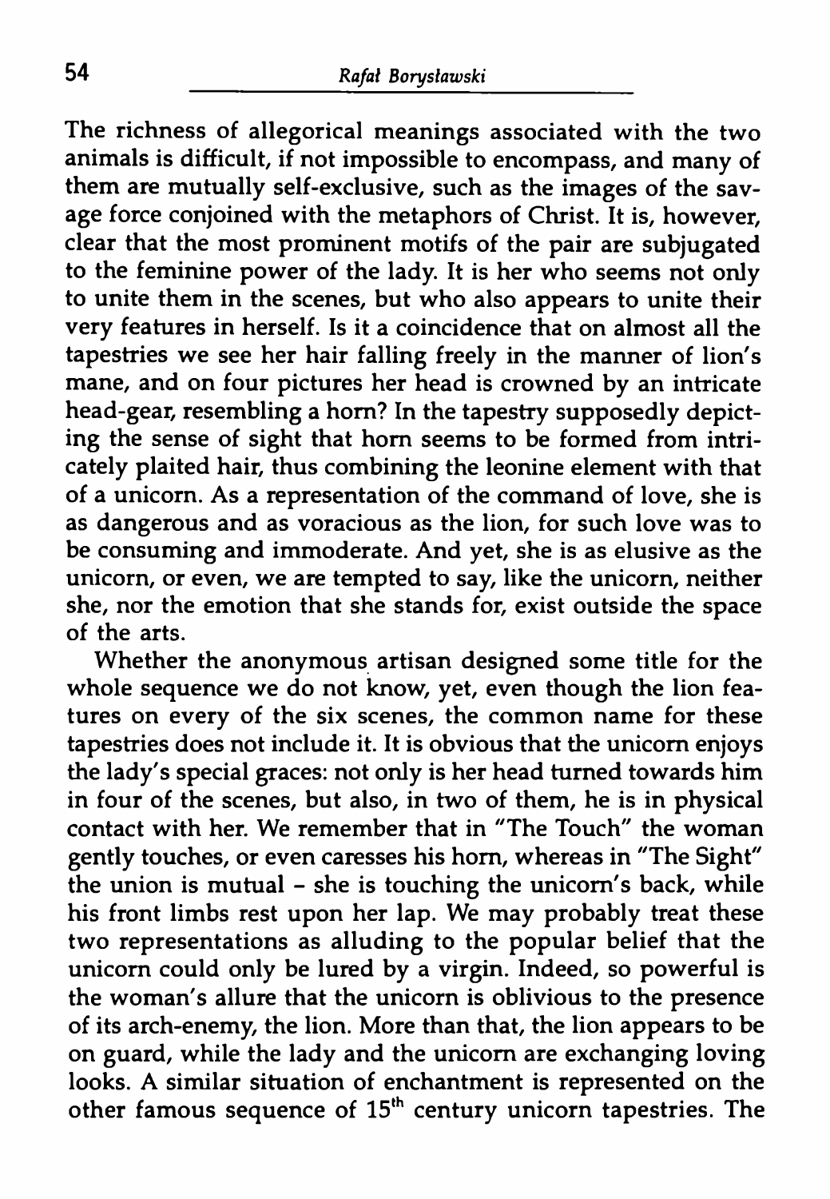The richness of allegorical meanings associated with the two animals is difficult, if not impossible to encompass, and many of them are mutually self-exclusive, such as the images of the savage force conjoined with the metaphors of Christ. It is, however, clear that the most prominent motifs of the pair are subjugated to the feminine power of the lady. It is her who seems not only to unite them in the scenes, but who also appears to unite their very features in herself. Is it a coincidence that on almost all the tapestries we see her hair falling freely in the manner of lion's mane, and on four pictures her head is crowned by an intricate head-gear, resembling a horn? In the tapestry supposedly depicting the sense of sight that horn seems to be formed from intricately plaited hair, thus combining the leonine element with that of a unicorn. As a representation of the command of love, she is as dangerous and as voracious as the lion, for such love was to be consuming and immoderate. And yet, she is as elusive as the unicorn, or even, we are tempted to say, like the unicorn, neither she, nor the emotion that she stands for, exist outside the space of the arts.

Whether the anonymous artisan designed some title for the whole sequence we do not know, yet, even though the lion features on every of the six scenes, the common name for these tapestries does not include it. It is obvious that the unicorn enjoys the lady's special graces: not only is her head turned towards him in four of the scenes, but also, in two of them, he is in physical contact with her. We remember that in "The Touch" the woman gently touches, or even caresses his horn, whereas in "The Sight" the union is mutual - she is touching the unicorn's back, while his front limbs rest upon her lap. We may probably treat these two representations as alluding to the popular belief that the unicorn could only be lured by a virgin. Indeed, so powerful is the woman's allure that the unicorn is oblivious to the presence of its arch-enemy, the lion. More than that, the lion appears to be on guard, while the lady and the unicorn are exchanging loving looks. A similar situation of enchantment is represented on the other famous sequence of 15th century unicorn tapestries. The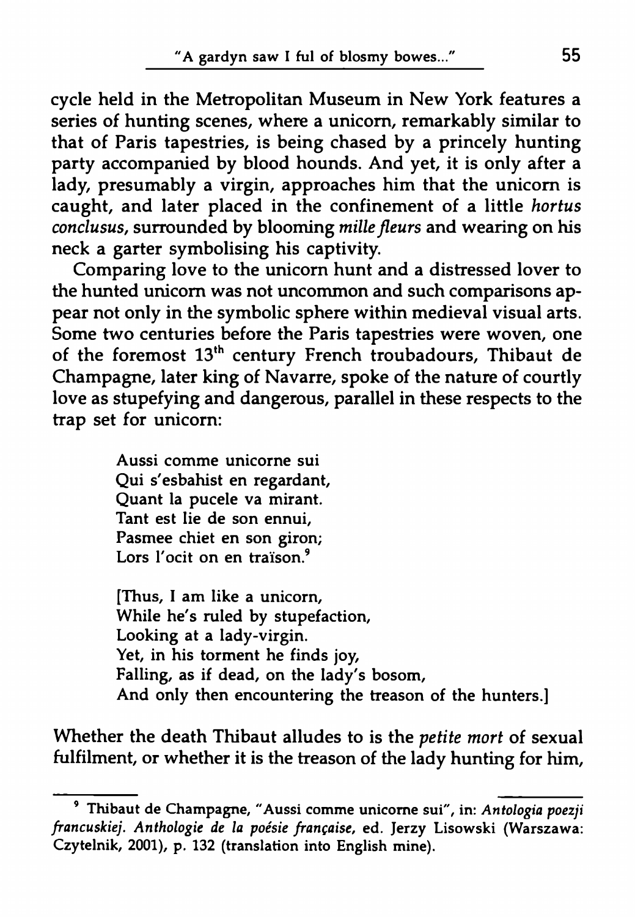cycle held in the Metropolitan Museum in New York features a series of hunting scenes, where a unicorn, remarkably similar to that of Paris tapestries, is being chased by a princely hunting party accompanied by blood hounds. And yet, it is only after a lady, presumably a virgin, approaches him that the unicorn is caught, and later placed in the confinement of a little *hortus conclusus*, surrounded by blooming *mille fleurs* and wearing on his neck a garter symbolising his captivity.

Comparing love to the unicorn hunt and a distressed lover to the hunted unicorn was not uncommon and such comparisons appear not only in the symbolic sphere within medieval visual arts. Some two centuries before the Paris tapestries were woven, one of the foremost 13th century French troubadours, Thibaut de Champagne, later king of Navarre, spoke of the nature of courtly love as stupefying and dangerous, parallel in these respects to the trap set for unicorn:

> Aussi comme unicorne sui
> Qui s'esbahist en regardant,
> Quant la pucele va mirant.
> Tant est lie de son ennui,
> Pasmee chiet en son giron;
> Lors l'ocit on en traïson.[9]
>
> [Thus, I am like a unicorn,
> While he's ruled by stupefaction,
> Looking at a lady-virgin.
> Yet, in his torment he finds joy,
> Falling, as if dead, on the lady's bosom,
> And only then encountering the treason of the hunters.]

Whether the death Thibaut alludes to is the *petite mort* of sexual fulfilment, or whether it is the treason of the lady hunting for him,

---

[9] Thibaut de Champagne, "Aussi comme unicorne sui", in: *Antologia poezji francuskiej. Anthologie de la poésie française*, ed. Jerzy Lisowski (Warszawa: Czytelnik, 2001), p. 132 (translation into English mine).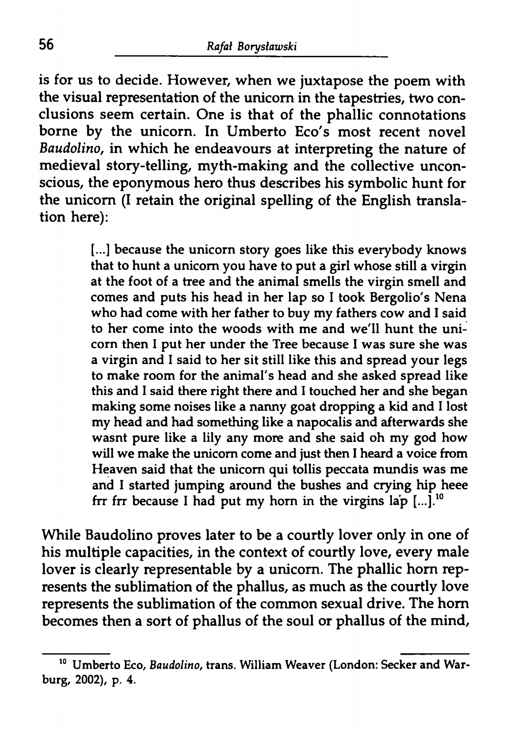is for us to decide. However, when we juxtapose the poem with the visual representation of the unicorn in the tapestries, two conclusions seem certain. One is that of the phallic connotations borne by the unicorn. In Umberto Eco's most recent novel *Baudolino*, in which he endeavours at interpreting the nature of medieval story-telling, myth-making and the collective unconscious, the eponymous hero thus describes his symbolic hunt for the unicorn (I retain the original spelling of the English translation here):

> [...] because the unicorn story goes like this everybody knows that to hunt a unicorn you have to put a girl whose still a virgin at the foot of a tree and the animal smells the virgin smell and comes and puts his head in her lap so I took Bergolio's Nena who had come with her father to buy my fathers cow and I said to her come into the woods with me and we'll hunt the unicorn then I put her under the Tree because I was sure she was a virgin and I said to her sit still like this and spread your legs to make room for the animal's head and she asked spread like this and I said there right there and I touched her and she began making some noises like a nanny goat dropping a kid and I lost my head and had something like a napocalis and afterwards she wasnt pure like a lily any more and she said oh my god how will we make the unicorn come and just then I heard a voice from Heaven said that the unicorn qui tollis peccata mundis was me and I started jumping around the bushes and crying hip heee frr frr because I had put my horn in the virgins lap [...].[10]

While Baudolino proves later to be a courtly lover only in one of his multiple capacities, in the context of courtly love, every male lover is clearly representable by a unicorn. The phallic horn represents the sublimation of the phallus, as much as the courtly love represents the sublimation of the common sexual drive. The horn becomes then a sort of phallus of the soul or phallus of the mind,

---

[10] Umberto Eco, *Baudolino*, trans. William Weaver (London: Secker and Warburg, 2002), p. 4.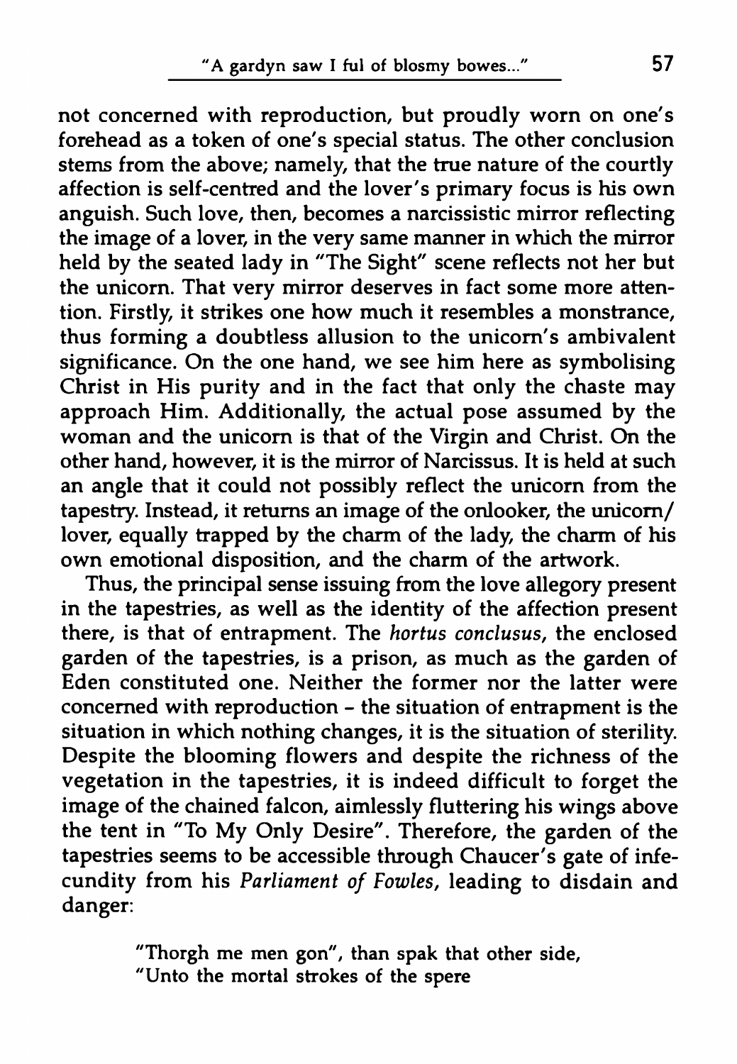not concerned with reproduction, but proudly worn on one's forehead as a token of one's special status. The other conclusion stems from the above; namely, that the true nature of the courtly affection is self-centred and the lover's primary focus is his own anguish. Such love, then, becomes a narcissistic mirror reflecting the image of a lover, in the very same manner in which the mirror held by the seated lady in "The Sight" scene reflects not her but the unicorn. That very mirror deserves in fact some more attention. Firstly, it strikes one how much it resembles a monstrance, thus forming a doubtless allusion to the unicorn's ambivalent significance. On the one hand, we see him here as symbolising Christ in His purity and in the fact that only the chaste may approach Him. Additionally, the actual pose assumed by the woman and the unicorn is that of the Virgin and Christ. On the other hand, however, it is the mirror of Narcissus. It is held at such an angle that it could not possibly reflect the unicorn from the tapestry. Instead, it returns an image of the onlooker, the unicorn/lover, equally trapped by the charm of the lady, the charm of his own emotional disposition, and the charm of the artwork.

Thus, the principal sense issuing from the love allegory present in the tapestries, as well as the identity of the affection present there, is that of entrapment. The *hortus conclusus*, the enclosed garden of the tapestries, is a prison, as much as the garden of Eden constituted one. Neither the former nor the latter were concerned with reproduction - the situation of entrapment is the situation in which nothing changes, it is the situation of sterility. Despite the blooming flowers and despite the richness of the vegetation in the tapestries, it is indeed difficult to forget the image of the chained falcon, aimlessly fluttering his wings above the tent in "To My Only Desire". Therefore, the garden of the tapestries seems to be accessible through Chaucer's gate of infecundity from his *Parliament of Fowles*, leading to disdain and danger:

> "Thorgh me men gon", than spak that other side,
> "Unto the mortal strokes of the spere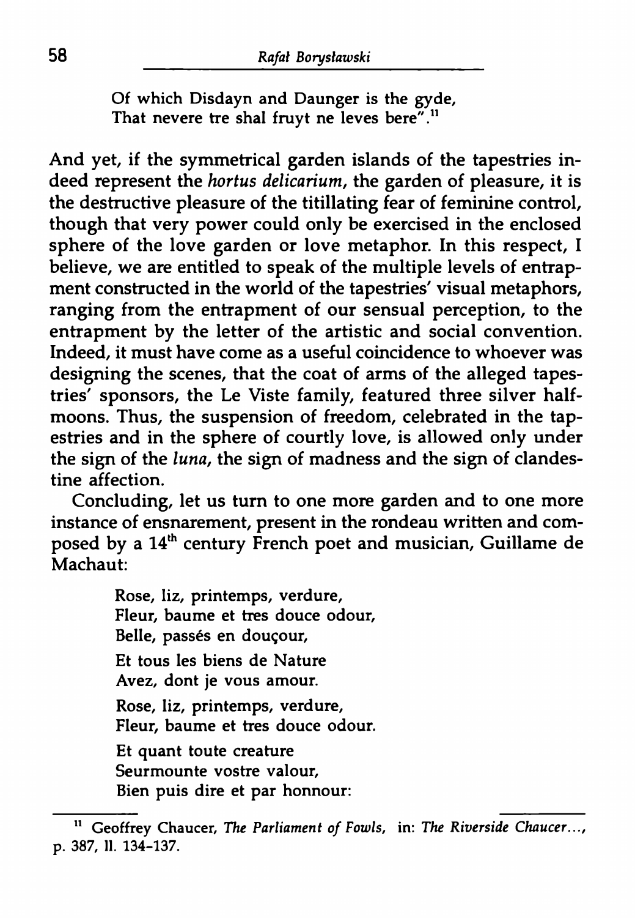Of which Disdayn and Daunger is the gyde,  
That nevere tre shal fruyt ne leves bere".[11]

And yet, if the symmetrical garden islands of the tapestries indeed represent the *hortus delicarium*, the garden of pleasure, it is the destructive pleasure of the titillating fear of feminine control, though that very power could only be exercised in the enclosed sphere of the love garden or love metaphor. In this respect, I believe, we are entitled to speak of the multiple levels of entrapment constructed in the world of the tapestries' visual metaphors, ranging from the entrapment of our sensual perception, to the entrapment by the letter of the artistic and social convention. Indeed, it must have come as a useful coincidence to whoever was designing the scenes, that the coat of arms of the alleged tapestries' sponsors, the Le Viste family, featured three silver half-moons. Thus, the suspension of freedom, celebrated in the tapestries and in the sphere of courtly love, is allowed only under the sign of the *luna*, the sign of madness and the sign of clandestine affection.

Concluding, let us turn to one more garden and to one more instance of ensnarement, present in the rondeau written and composed by a 14th century French poet and musician, Guillame de Machaut:

Rose, liz, printemps, verdure,  
Fleur, baume et tres douce odour,  
Belle, passés en douçour,

Et tous les biens de Nature  
Avez, dont je vous amour.

Rose, liz, printemps, verdure,  
Fleur, baume et tres douce odour.

Et quant toute creature  
Seurmounte vostre valour,  
Bien puis dire et par honnour:

---

[11] Geoffrey Chaucer, *The Parliament of Fowls*, in: *The Riverside Chaucer...*, p. 387, ll. 134–137.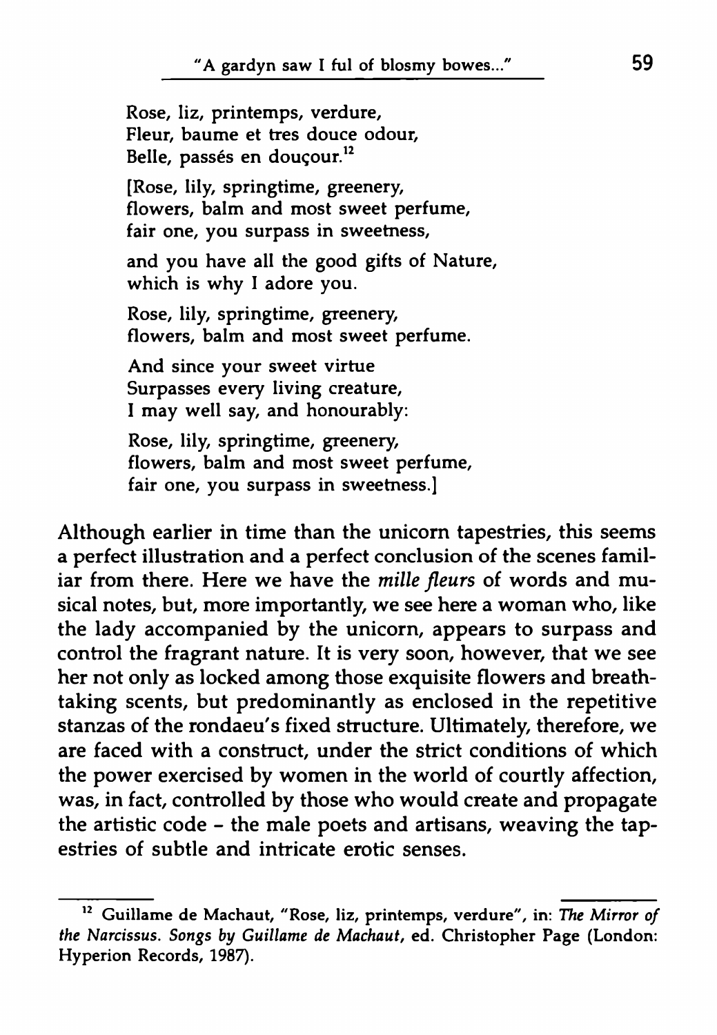Rose, liz, printemps, verdure,
Fleur, baume et tres douce odour,
Belle, passés en douçour.[12]

[Rose, lily, springtime, greenery,
flowers, balm and most sweet perfume,
fair one, you surpass in sweetness,

and you have all the good gifts of Nature,
which is why I adore you.

Rose, lily, springtime, greenery,
flowers, balm and most sweet perfume.

And since your sweet virtue
Surpasses every living creature,
I may well say, and honourably:

Rose, lily, springtime, greenery,
flowers, balm and most sweet perfume,
fair one, you surpass in sweetness.]

Although earlier in time than the unicorn tapestries, this seems a perfect illustration and a perfect conclusion of the scenes familiar from there. Here we have the *mille fleurs* of words and musical notes, but, more importantly, we see here a woman who, like the lady accompanied by the unicorn, appears to surpass and control the fragrant nature. It is very soon, however, that we see her not only as locked among those exquisite flowers and breathtaking scents, but predominantly as enclosed in the repetitive stanzas of the rondaeu's fixed structure. Ultimately, therefore, we are faced with a construct, under the strict conditions of which the power exercised by women in the world of courtly affection, was, in fact, controlled by those who would create and propagate the artistic code – the male poets and artisans, weaving the tapestries of subtle and intricate erotic senses.

---

[12] Guillame de Machaut, "Rose, liz, printemps, verdure", in: *The Mirror of the Narcissus. Songs by Guillame de Machaut*, ed. Christopher Page (London: Hyperion Records, 1987).